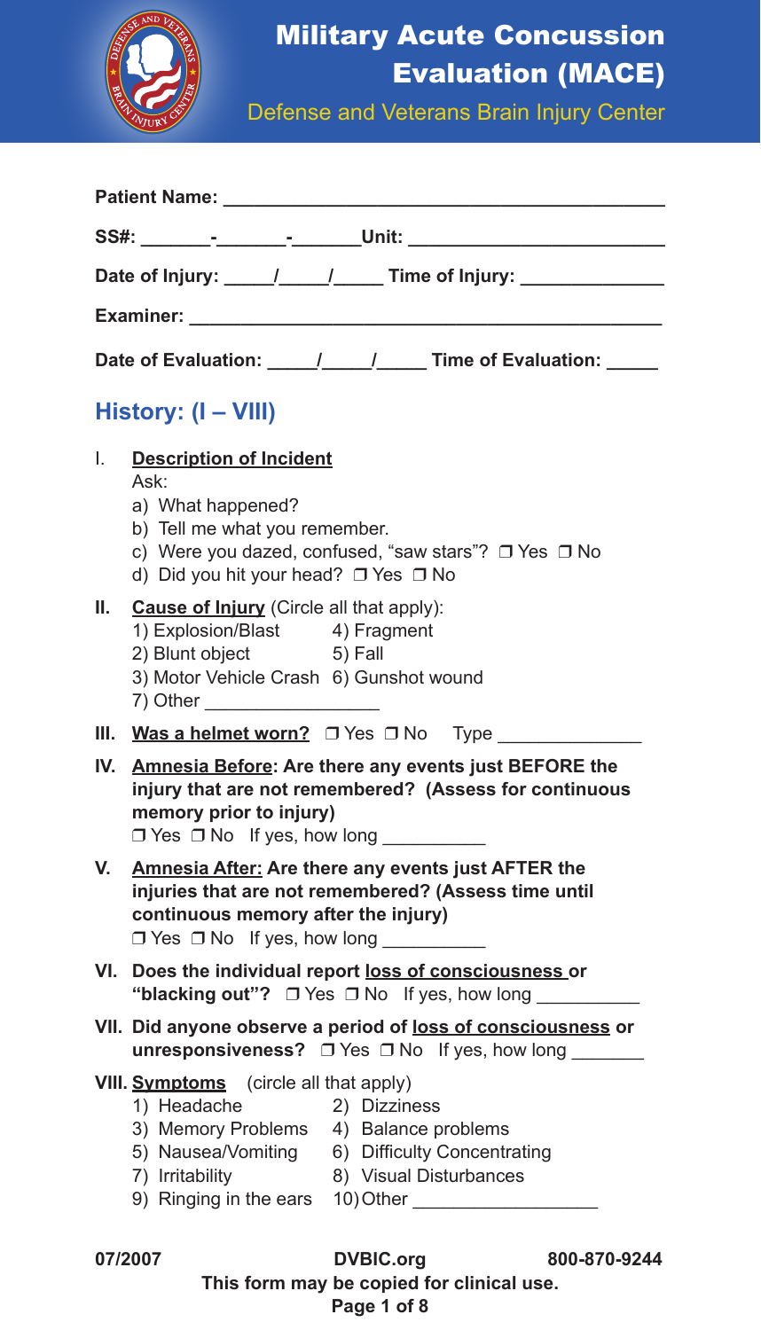# Military Acute Concussion Evaluation (MACE)

Defense and Veterans Brain Injury Center

**Patient Name:** ________________________________________

**SS#:** _______-_______-_______**Unit:** ________________________

**Date of Injury:** _____/_____/_____ **Time of Injury:** _____________

**Examiner:** ____________________________________________

**Date of Evaluation:** _____/_____/_____ **Time of Evaluation:** _____

## History: (I – VIII)

I. **Description of Incident**
Ask:
a) What happened?
b) Tell me what you remember.
c) Were you dazed, confused, "saw stars"? ❒ Yes ❒ No
d) Did you hit your head? ❒ Yes ❒ No

**II. Cause of Injury** (Circle all that apply):
1) Explosion/Blast
2) Blunt object
3) Motor Vehicle Crash
4) Fragment
5) Fall
6) Gunshot wound
7) Other ________________

**III. Was a helmet worn?** ❒ Yes ❒ No Type ______________

**IV. Amnesia Before: Are there any events just BEFORE the injury that are not remembered? (Assess for continuous memory prior to injury)**
❒ Yes ❒ No If yes, how long __________

**V. Amnesia After: Are there any events just AFTER the injuries that are not remembered? (Assess time until continuous memory after the injury)**
❒ Yes ❒ No If yes, how long __________

**VI. Does the individual report loss of consciousness or "blacking out"?** ❒ Yes ❒ No If yes, how long __________

**VII. Did anyone observe a period of loss of consciousness or unresponsiveness?** ❒ Yes ❒ No If yes, how long _______

**VIII. Symptoms** (circle all that apply)
1) Headache
2) Dizziness
3) Memory Problems
4) Balance problems
5) Nausea/Vomiting
6) Difficulty Concentrating
7) Irritability
8) Visual Disturbances
9) Ringing in the ears
10) Other _________________

07/2007 DVBIC.org 800-870-9244

**This form may be copied for clinical use.**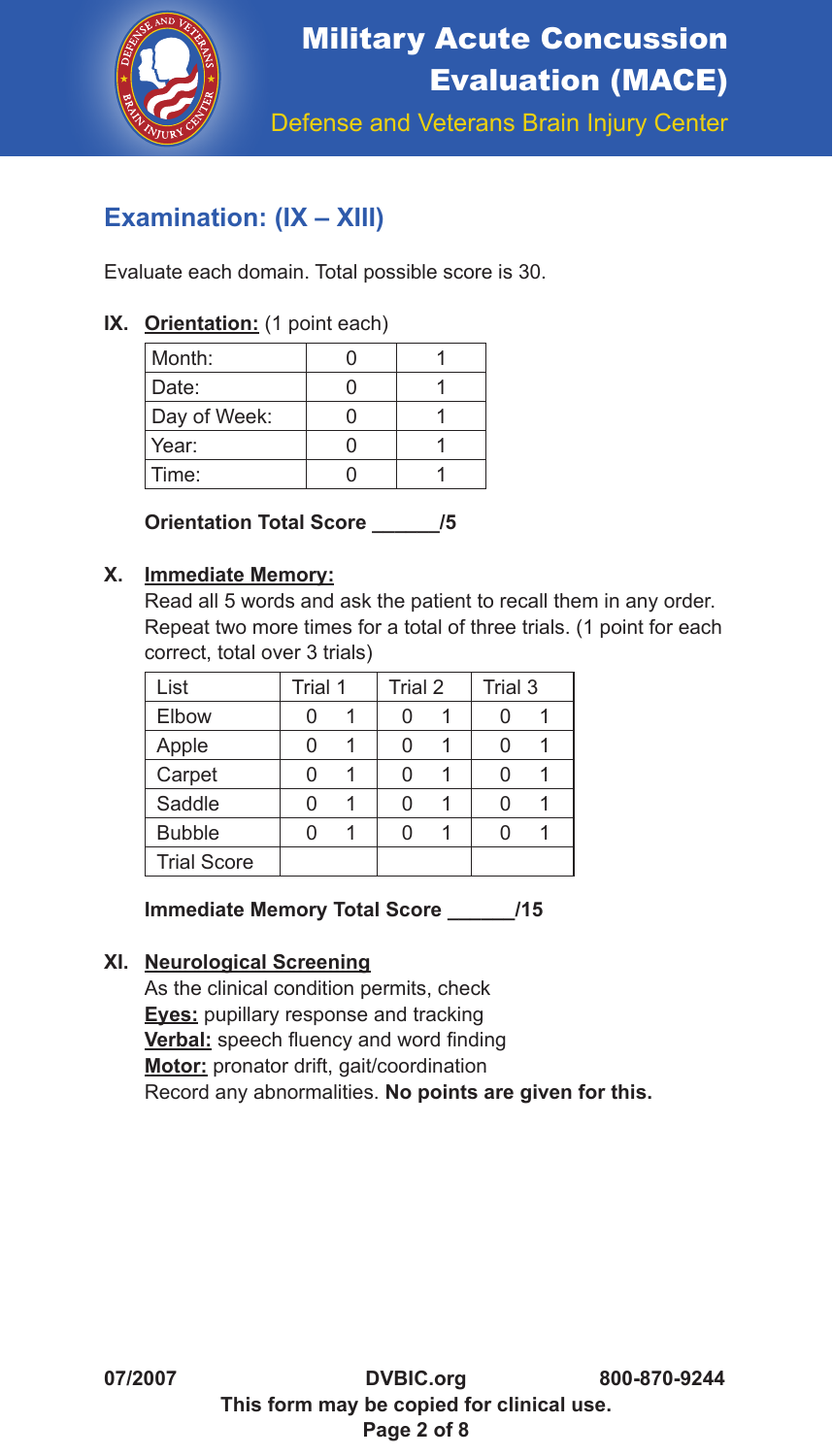# Military Acute Concussion Evaluation (MACE)

Defense and Veterans Brain Injury Center

## Examination: (IX – XIII)

Evaluate each domain. Total possible score is 30.

**IX. Orientation:** (1 point each)

| | | |
|---|---|---|
| Month: | 0 | 1 |
| Date: | 0 | 1 |
| Day of Week: | 0 | 1 |
| Year: | 0 | 1 |
| Time: | 0 | 1 |

**Orientation Total Score ______/5**

**X. Immediate Memory:**

Read all 5 words and ask the patient to recall them in any order. Repeat two more times for a total of three trials. (1 point for each correct, total over 3 trials)

| List | Trial 1 | | Trial 2 | | Trial 3 | |
|---|---|---|---|---|---|---|
| Elbow | 0 | 1 | 0 | 1 | 0 | 1 |
| Apple | 0 | 1 | 0 | 1 | 0 | 1 |
| Carpet | 0 | 1 | 0 | 1 | 0 | 1 |
| Saddle | 0 | 1 | 0 | 1 | 0 | 1 |
| Bubble | 0 | 1 | 0 | 1 | 0 | 1 |
| Trial Score | | | | | | |

**Immediate Memory Total Score ______/15**

**XI. Neurological Screening**

As the clinical condition permits, check

**Eyes:** pupillary response and tracking

**Verbal:** speech fluency and word finding

**Motor:** pronator drift, gait/coordination

Record any abnormalities. **No points are given for this.**

07/2007 DVBIC.org 800-870-9244

**This form may be copied for clinical use.**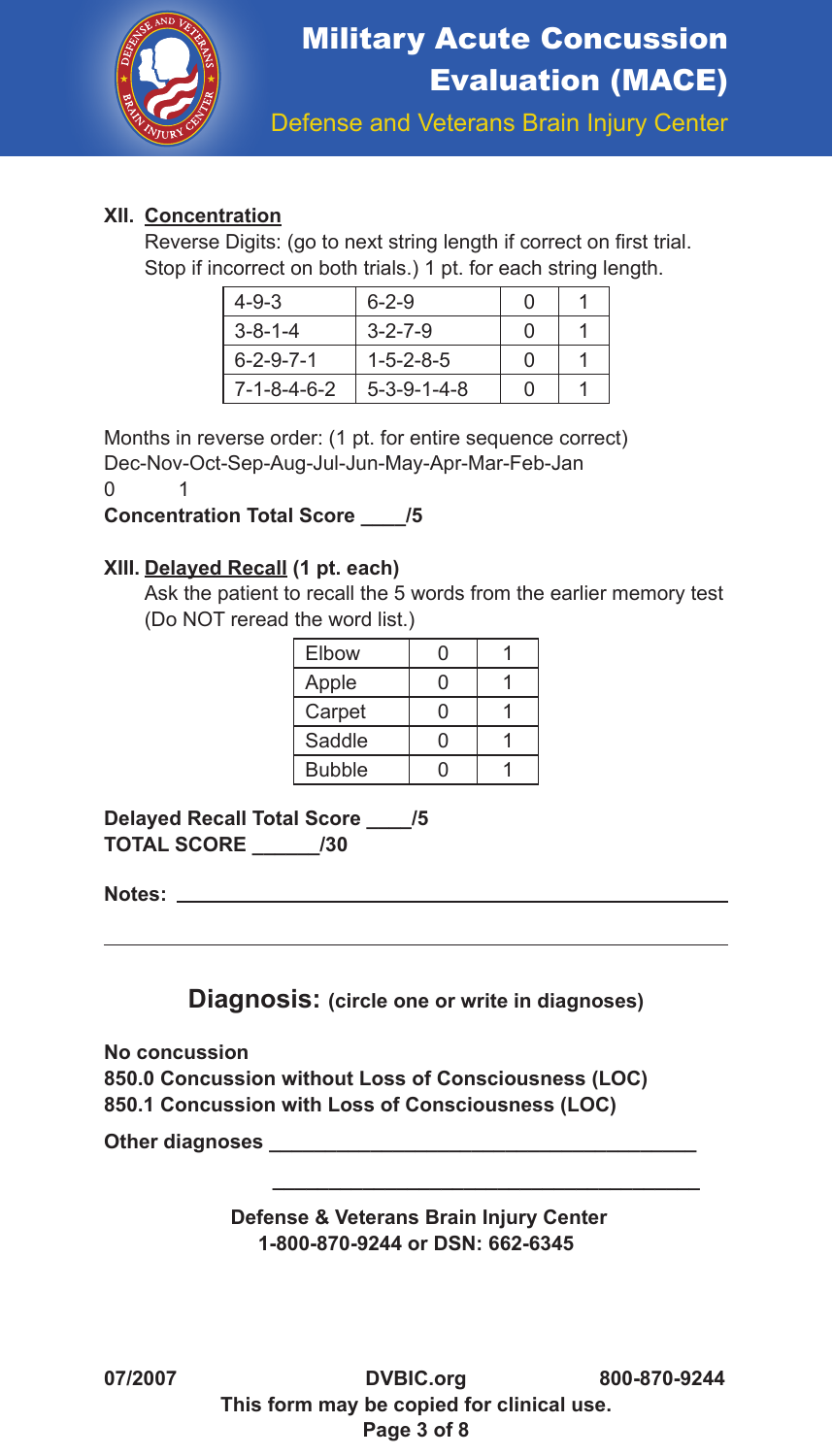### XII. Concentration

Reverse Digits: (go to next string length if correct on first trial. Stop if incorrect on both trials.) 1 pt. for each string length.

| | | | |
|---|---|---|---|
| 4-9-3 | 6-2-9 | 0 | 1 |
| 3-8-1-4 | 3-2-7-9 | 0 | 1 |
| 6-2-9-7-1 | 1-5-2-8-5 | 0 | 1 |
| 7-1-8-4-6-2 | 5-3-9-1-4-8 | 0 | 1 |

Months in reverse order: (1 pt. for entire sequence correct)
Dec-Nov-Oct-Sep-Aug-Jul-Jun-May-Apr-Mar-Feb-Jan
0 1

**Concentration Total Score ____/5**

### XIII. Delayed Recall (1 pt. each)

Ask the patient to recall the 5 words from the earlier memory test (Do NOT reread the word list.)

| | | |
|---|---|---|
| Elbow | 0 | 1 |
| Apple | 0 | 1 |
| Carpet | 0 | 1 |
| Saddle | 0 | 1 |
| Bubble | 0 | 1 |

**Delayed Recall Total Score ____/5**
**TOTAL SCORE ______/30**

**Notes:** ____________________________________________

____________________________________________

## Diagnosis: (circle one or write in diagnoses)

**No concussion**
**850.0 Concussion without Loss of Consciousness (LOC)**
**850.1 Concussion with Loss of Consciousness (LOC)**

**Other diagnoses** ____________________________________

____________________________________

**Defense & Veterans Brain Injury Center**
**1-800-870-9244 or DSN: 662-6345**

**07/2007** **DVBIC.org** **800-870-9244**
**This form may be copied for clinical use.**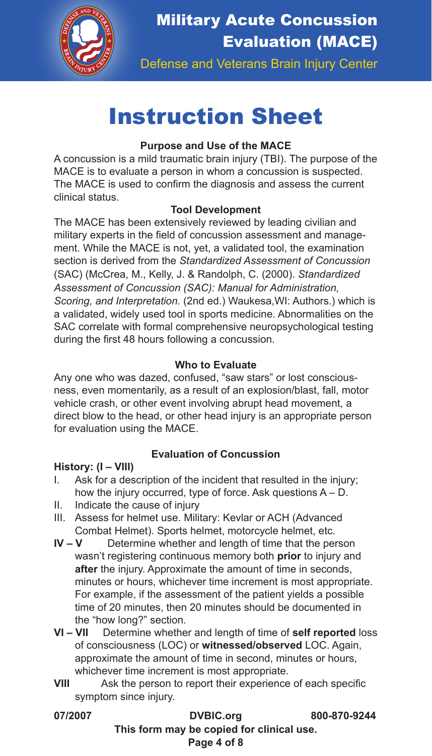# Military Acute Concussion Evaluation (MACE)

Defense and Veterans Brain Injury Center

# Instruction Sheet

### Purpose and Use of the MACE

A concussion is a mild traumatic brain injury (TBI). The purpose of the MACE is to evaluate a person in whom a concussion is suspected. The MACE is used to confirm the diagnosis and assess the current clinical status.

### Tool Development

The MACE has been extensively reviewed by leading civilian and military experts in the field of concussion assessment and management. While the MACE is not, yet, a validated tool, the examination section is derived from the *Standardized Assessment of Concussion* (SAC) (McCrea, M., Kelly, J. & Randolph, C. (2000). *Standardized Assessment of Concussion (SAC): Manual for Administration, Scoring, and Interpretation.* (2nd ed.) Waukesa,WI: Authors.) which is a validated, widely used tool in sports medicine. Abnormalities on the SAC correlate with formal comprehensive neuropsychological testing during the first 48 hours following a concussion.

### Who to Evaluate

Any one who was dazed, confused, "saw stars" or lost consciousness, even momentarily, as a result of an explosion/blast, fall, motor vehicle crash, or other event involving abrupt head movement, a direct blow to the head, or other head injury is an appropriate person for evaluation using the MACE.

### Evaluation of Concussion

**History: (I – VIII)**

- I. Ask for a description of the incident that resulted in the injury; how the injury occurred, type of force. Ask questions A – D.
- II. Indicate the cause of injury
- III. Assess for helmet use. Military: Kevlar or ACH (Advanced Combat Helmet). Sports helmet, motorcycle helmet, etc.
- **IV – V** Determine whether and length of time that the person wasn't registering continuous memory both **prior** to injury and **after** the injury. Approximate the amount of time in seconds, minutes or hours, whichever time increment is most appropriate. For example, if the assessment of the patient yields a possible time of 20 minutes, then 20 minutes should be documented in the "how long?" section.
- **VI – VII** Determine whether and length of time of **self reported** loss of consciousness (LOC) or **witnessed/observed** LOC. Again, approximate the amount of time in second, minutes or hours, whichever time increment is most appropriate.
- **VIII** Ask the person to report their experience of each specific symptom since injury.

**07/2007** **DVBIC.org** **800-870-9244**

**This form may be copied for clinical use.**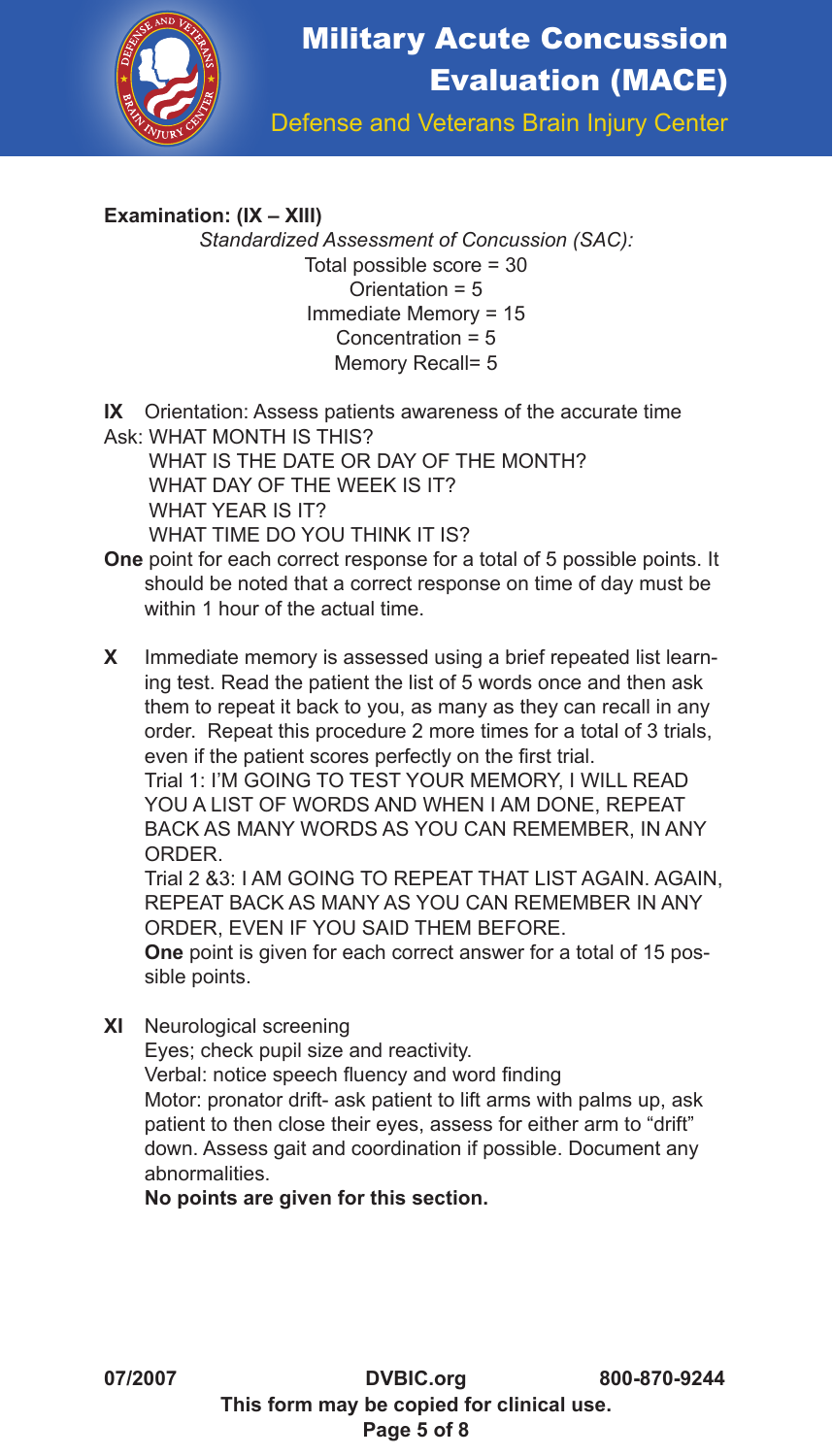**Examination: (IX – XIII)**

*Standardized Assessment of Concussion (SAC):*

Total possible score = 30
Orientation = 5
Immediate Memory = 15
Concentration = 5
Memory Recall= 5

**IX** Orientation: Assess patients awareness of the accurate time

Ask: WHAT MONTH IS THIS?
WHAT IS THE DATE OR DAY OF THE MONTH?
WHAT DAY OF THE WEEK IS IT?
WHAT YEAR IS IT?
WHAT TIME DO YOU THINK IT IS?

**One** point for each correct response for a total of 5 possible points. It should be noted that a correct response on time of day must be within 1 hour of the actual time.

**X** Immediate memory is assessed using a brief repeated list learning test. Read the patient the list of 5 words once and then ask them to repeat it back to you, as many as they can recall in any order. Repeat this procedure 2 more times for a total of 3 trials, even if the patient scores perfectly on the first trial.

Trial 1: I'M GOING TO TEST YOUR MEMORY, I WILL READ YOU A LIST OF WORDS AND WHEN I AM DONE, REPEAT BACK AS MANY WORDS AS YOU CAN REMEMBER, IN ANY ORDER.

Trial 2 &3: I AM GOING TO REPEAT THAT LIST AGAIN. AGAIN, REPEAT BACK AS MANY AS YOU CAN REMEMBER IN ANY ORDER, EVEN IF YOU SAID THEM BEFORE.

**One** point is given for each correct answer for a total of 15 possible points.

**XI** Neurological screening

Eyes; check pupil size and reactivity.

Verbal: notice speech fluency and word finding

Motor: pronator drift- ask patient to lift arms with palms up, ask patient to then close their eyes, assess for either arm to "drift" down. Assess gait and coordination if possible. Document any abnormalities.

**No points are given for this section.**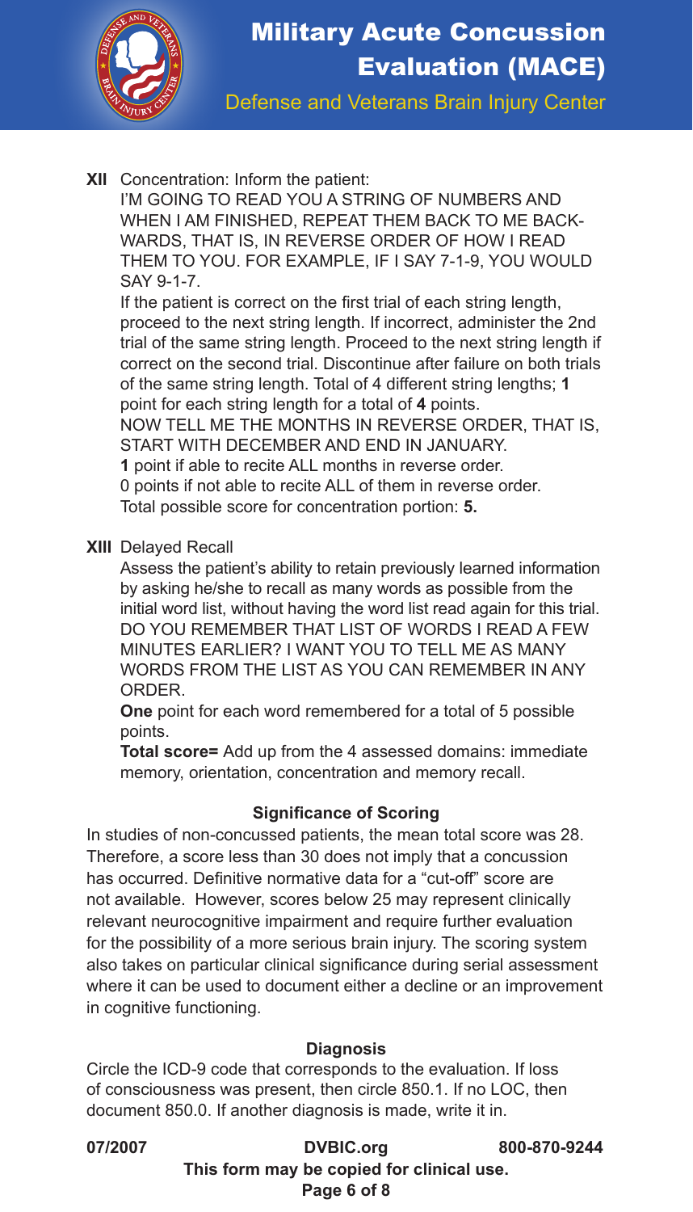**XII** Concentration: Inform the patient:

I'M GOING TO READ YOU A STRING OF NUMBERS AND WHEN I AM FINISHED, REPEAT THEM BACK TO ME BACKWARDS, THAT IS, IN REVERSE ORDER OF HOW I READ THEM TO YOU. FOR EXAMPLE, IF I SAY 7-1-9, YOU WOULD SAY 9-1-7.

If the patient is correct on the first trial of each string length, proceed to the next string length. If incorrect, administer the 2nd trial of the same string length. Proceed to the next string length if correct on the second trial. Discontinue after failure on both trials of the same string length. Total of 4 different string lengths; **1** point for each string length for a total of **4** points.

NOW TELL ME THE MONTHS IN REVERSE ORDER, THAT IS, START WITH DECEMBER AND END IN JANUARY.

**1** point if able to recite ALL months in reverse order.

0 points if not able to recite ALL of them in reverse order.

Total possible score for concentration portion: **5.**

**XIII** Delayed Recall

Assess the patient's ability to retain previously learned information by asking he/she to recall as many words as possible from the initial word list, without having the word list read again for this trial.

DO YOU REMEMBER THAT LIST OF WORDS I READ A FEW MINUTES EARLIER? I WANT YOU TO TELL ME AS MANY WORDS FROM THE LIST AS YOU CAN REMEMBER IN ANY ORDER.

**One** point for each word remembered for a total of 5 possible points.

**Total score=** Add up from the 4 assessed domains: immediate memory, orientation, concentration and memory recall.

### Significance of Scoring

In studies of non-concussed patients, the mean total score was 28. Therefore, a score less than 30 does not imply that a concussion has occurred. Definitive normative data for a "cut-off" score are not available. However, scores below 25 may represent clinically relevant neurocognitive impairment and require further evaluation for the possibility of a more serious brain injury. The scoring system also takes on particular clinical significance during serial assessment where it can be used to document either a decline or an improvement in cognitive functioning.

### Diagnosis

Circle the ICD-9 code that corresponds to the evaluation. If loss of consciousness was present, then circle 850.1. If no LOC, then document 850.0. If another diagnosis is made, write it in.

07/2007 DVBIC.org 800-870-9244

**This form may be copied for clinical use.**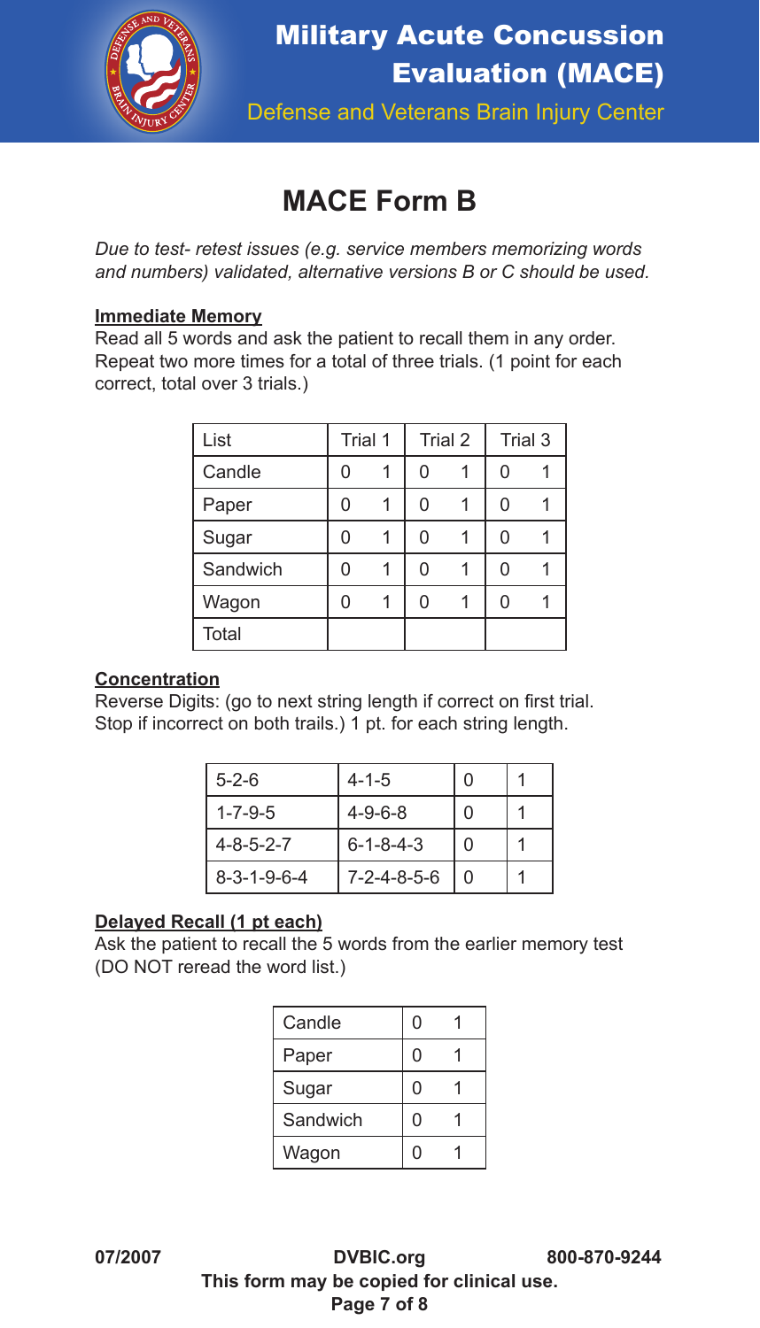# Military Acute Concussion Evaluation (MACE)

Defense and Veterans Brain Injury Center

## MACE Form B

*Due to test- retest issues (e.g. service members memorizing words and numbers) validated, alternative versions B or C should be used.*

**Immediate Memory**

Read all 5 words and ask the patient to recall them in any order. Repeat two more times for a total of three trials. (1 point for each correct, total over 3 trials.)

| List | Trial 1 | | Trial 2 | | Trial 3 | |
|---|---|---|---|---|---|---|
| Candle | 0 | 1 | 0 | 1 | 0 | 1 |
| Paper | 0 | 1 | 0 | 1 | 0 | 1 |
| Sugar | 0 | 1 | 0 | 1 | 0 | 1 |
| Sandwich | 0 | 1 | 0 | 1 | 0 | 1 |
| Wagon | 0 | 1 | 0 | 1 | 0 | 1 |
| Total | | | | | | |

**Concentration**

Reverse Digits: (go to next string length if correct on first trial. Stop if incorrect on both trails.) 1 pt. for each string length.

| | | | |
|---|---|---|---|
| 5-2-6 | 4-1-5 | 0 | 1 |
| 1-7-9-5 | 4-9-6-8 | 0 | 1 |
| 4-8-5-2-7 | 6-1-8-4-3 | 0 | 1 |
| 8-3-1-9-6-4 | 7-2-4-8-5-6 | 0 | 1 |

**Delayed Recall (1 pt each)**

Ask the patient to recall the 5 words from the earlier memory test (DO NOT reread the word list.)

| | | |
|---|---|---|
| Candle | 0 | 1 |
| Paper | 0 | 1 |
| Sugar | 0 | 1 |
| Sandwich | 0 | 1 |
| Wagon | 0 | 1 |

07/2007 DVBIC.org 800-870-9244

**This form may be copied for clinical use.**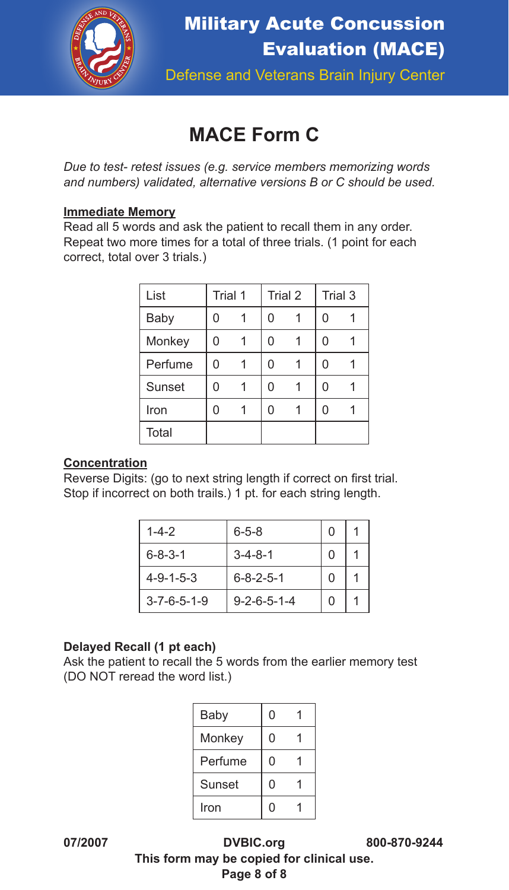# Military Acute Concussion Evaluation (MACE)

Defense and Veterans Brain Injury Center

## MACE Form C

*Due to test- retest issues (e.g. service members memorizing words and numbers) validated, alternative versions B or C should be used.*

**Immediate Memory**

Read all 5 words and ask the patient to recall them in any order. Repeat two more times for a total of three trials. (1 point for each correct, total over 3 trials.)

| List | Trial 1 | | Trial 2 | | Trial 3 | |
|---|---|---|---|---|---|---|
| Baby | 0 | 1 | 0 | 1 | 0 | 1 |
| Monkey | 0 | 1 | 0 | 1 | 0 | 1 |
| Perfume | 0 | 1 | 0 | 1 | 0 | 1 |
| Sunset | 0 | 1 | 0 | 1 | 0 | 1 |
| Iron | 0 | 1 | 0 | 1 | 0 | 1 |
| Total | | | | | | |

**Concentration**

Reverse Digits: (go to next string length if correct on first trial. Stop if incorrect on both trails.) 1 pt. for each string length.

| | | | |
|---|---|---|---|
| 1-4-2 | 6-5-8 | 0 | 1 |
| 6-8-3-1 | 3-4-8-1 | 0 | 1 |
| 4-9-1-5-3 | 6-8-2-5-1 | 0 | 1 |
| 3-7-6-5-1-9 | 9-2-6-5-1-4 | 0 | 1 |

**Delayed Recall (1 pt each)**

Ask the patient to recall the 5 words from the earlier memory test (DO NOT reread the word list.)

| | | |
|---|---|---|
| Baby | 0 | 1 |
| Monkey | 0 | 1 |
| Perfume | 0 | 1 |
| Sunset | 0 | 1 |
| Iron | 0 | 1 |

**07/2007** **DVBIC.org** **800-870-9244**

**This form may be copied for clinical use.**